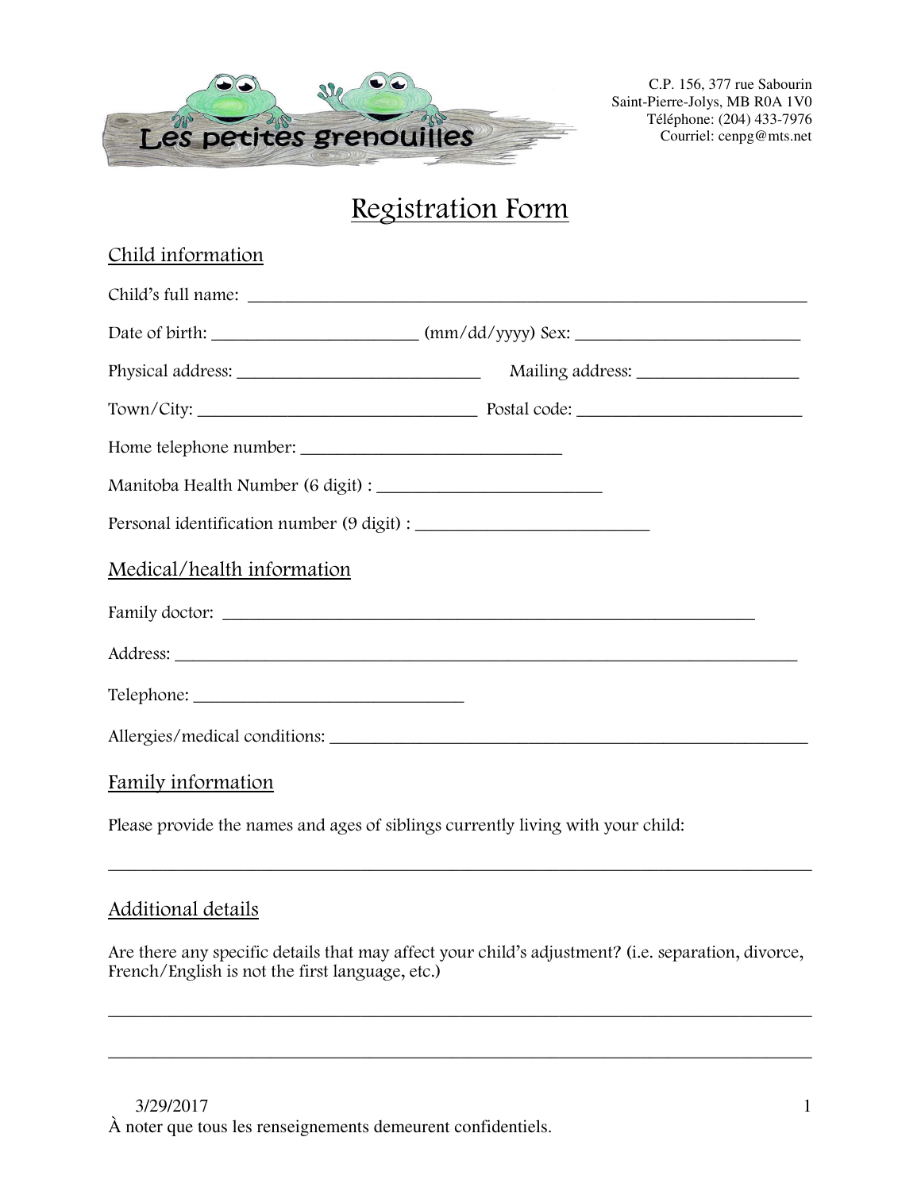Les petites grenouilles

C.P. 156, 377 rue Sabourin
Saint-Pierre-Jolys, MB R0A 1V0
Téléphone: (204) 433-7976
Courriel: cenpg@mts.net

# Registration Form

## Child information

Child's full name: ______________________________________________________________

Date of birth: ______________________ (mm/dd/yyyy) Sex: ________________________

Physical address: __________________________ Mailing address: _________________

Town/City: ______________________________ Postal code: ________________________

Home telephone number: ___________________________

Manitoba Health Number (6 digit) : ________________________

Personal identification number (9 digit) : ________________________

## Medical/health information

Family doctor: ___________________________________________________________

Address: ________________________________________________________________

Telephone: _____________________________

Allergies/medical conditions: ____________________________________________________

## Family information

Please provide the names and ages of siblings currently living with your child:

___________________________________________________________________________

## Additional details

Are there any specific details that may affect your child's adjustment? (i.e. separation, divorce, French/English is not the first language, etc.)

___________________________________________________________________________

___________________________________________________________________________

3/29/2017

À noter que tous les renseignements demeurent confidentiels.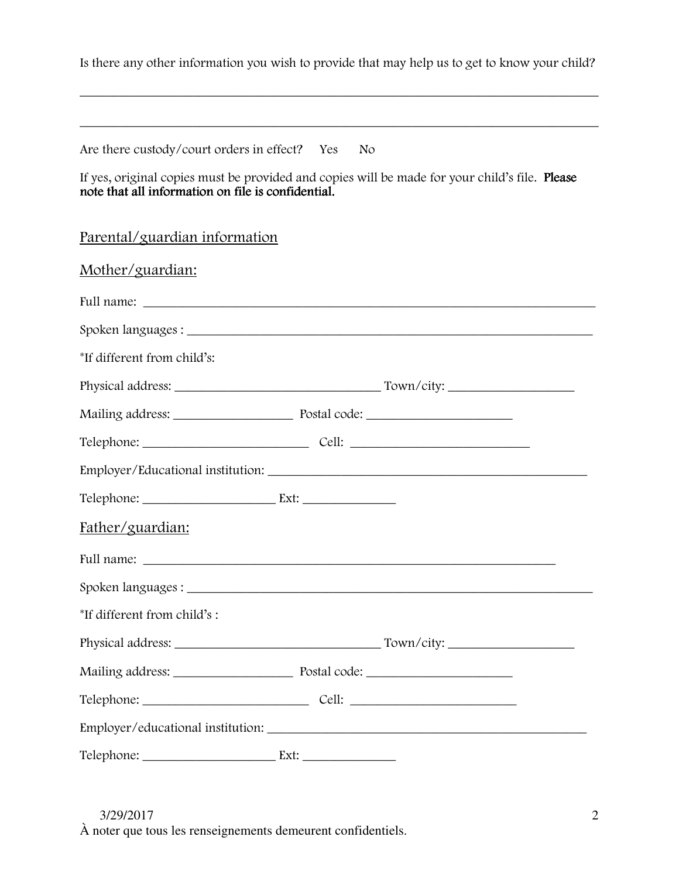Is there any other information you wish to provide that may help us to get to know your child?

_______________________________________________________________________________

_______________________________________________________________________________

Are there custody/court orders in effect? Yes No

If yes, original copies must be provided and copies will be made for your child's file. **Please note that all information on file is confidential.**

## Parental/guardian information

### Mother/guardian:

Full name: ______________________________________________________________________

Spoken languages : _______________________________________________________________

*If different from child's:

Physical address: ______________________________ Town/city: __________________

Mailing address: __________________ Postal code: ______________________

Telephone: _________________________ Cell: __________________________

Employer/Educational institution: ______________________________________________

Telephone: ___________________ Ext: _____________

### Father/guardian:

Full name: ______________________________________________________________

Spoken languages : _______________________________________________________________

*If different from child's :

Physical address: ______________________________ Town/city: __________________

Mailing address: __________________ Postal code: ______________________

Telephone: _________________________ Cell: ________________________

Employer/educational institution: ______________________________________________

Telephone: ___________________ Ext: _____________

3/29/2017

À noter que tous les renseignements demeurent confidentiels.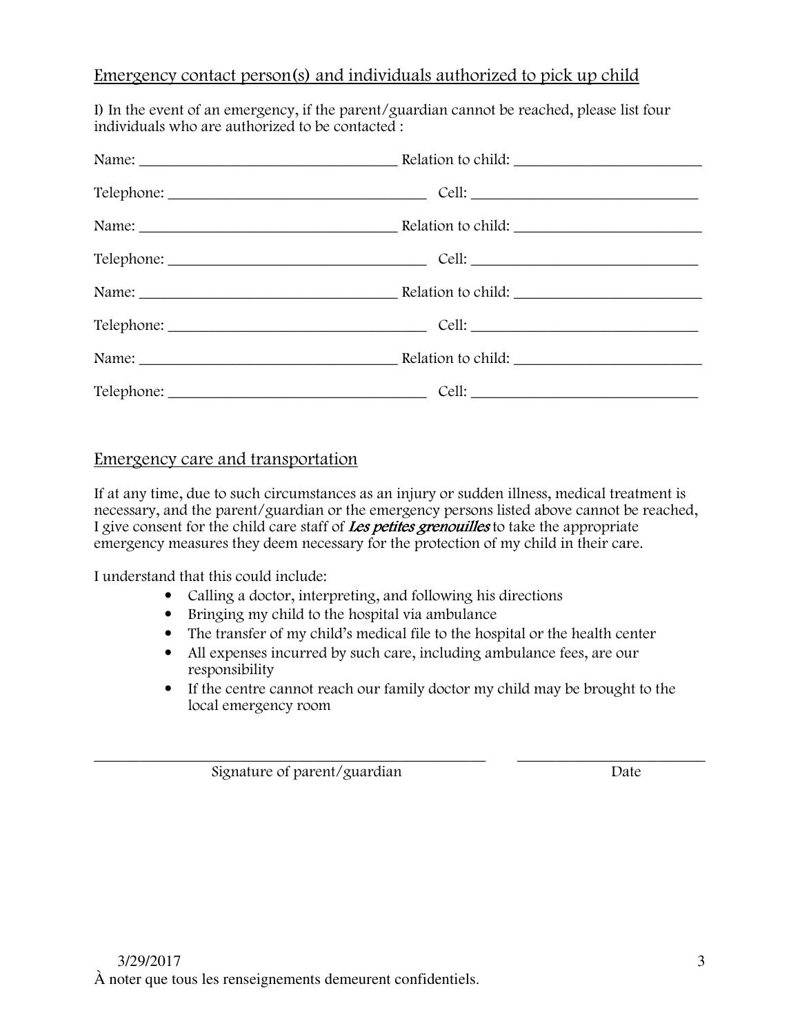## Emergency contact person(s) and individuals authorized to pick up child

I) In the event of an emergency, if the parent/guardian cannot be reached, please list four individuals who are authorized to be contacted :

Name: ___________________________________ Relation to child: _________________________

Telephone: __________________________________ Cell: ______________________________

Name: ___________________________________ Relation to child: _________________________

Telephone: __________________________________ Cell: ______________________________

Name: ___________________________________ Relation to child: _________________________

Telephone: __________________________________ Cell: ______________________________

Name: ___________________________________ Relation to child: _________________________

Telephone: __________________________________ Cell: ______________________________

## Emergency care and transportation

If at any time, due to such circumstances as an injury or sudden illness, medical treatment is necessary, and the parent/guardian or the emergency persons listed above cannot be reached, I give consent for the child care staff of ***Les petites grenouilles*** to take the appropriate emergency measures they deem necessary for the protection of my child in their care.

I understand that this could include:

- Calling a doctor, interpreting, and following his directions
- Bringing my child to the hospital via ambulance
- The transfer of my child's medical file to the hospital or the health center
- All expenses incurred by such care, including ambulance fees, are our responsibility
- If the centre cannot reach our family doctor my child may be brought to the local emergency room

_____________________________________________________ _________________________

Signature of parent/guardian Date

3/29/2017

À noter que tous les renseignements demeurent confidentiels.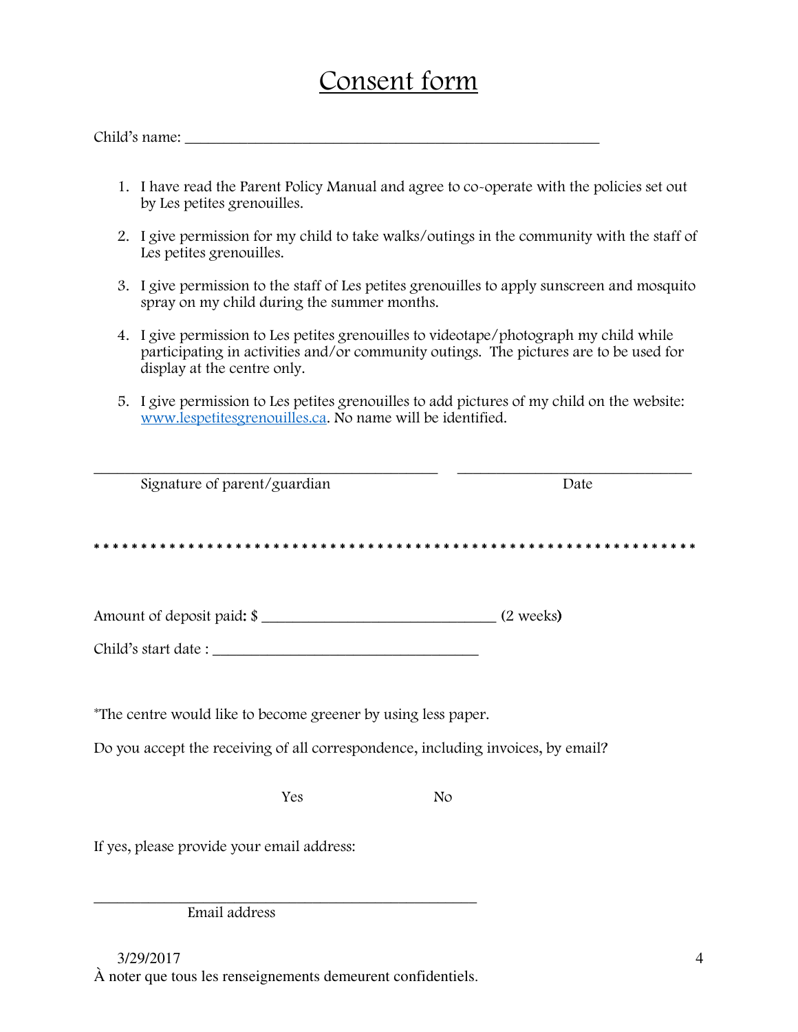# Consent form

Child's name: ___________________________________________________________

1. I have read the Parent Policy Manual and agree to co-operate with the policies set out by Les petites grenouilles.
2. I give permission for my child to take walks/outings in the community with the staff of Les petites grenouilles.
3. I give permission to the staff of Les petites grenouilles to apply sunscreen and mosquito spray on my child during the summer months.
4. I give permission to Les petites grenouilles to videotape/photograph my child while participating in activities and/or community outings. The pictures are to be used for display at the centre only.
5. I give permission to Les petites grenouilles to add pictures of my child on the website: www.lespetitesgrenouilles.ca. No name will be identified.

_____________________________________________ _______________________________

Signature of parent/guardian Date

* * * * * * * * * * * * * * * * * * * * * * * * * * * * * * * * * * * * * * * * * * * * * * * * * * * * * * * * * * * * * * * * * * * *

Amount of deposit paid: $ _______________________________ (2 weeks)

Child's start date : ___________________________________

*The centre would like to become greener by using less paper.

Do you accept the receiving of all correspondence, including invoices, by email?

Yes No

If yes, please provide your email address:

___________________________________________________

Email address

3/29/2017

À noter que tous les renseignements demeurent confidentiels.